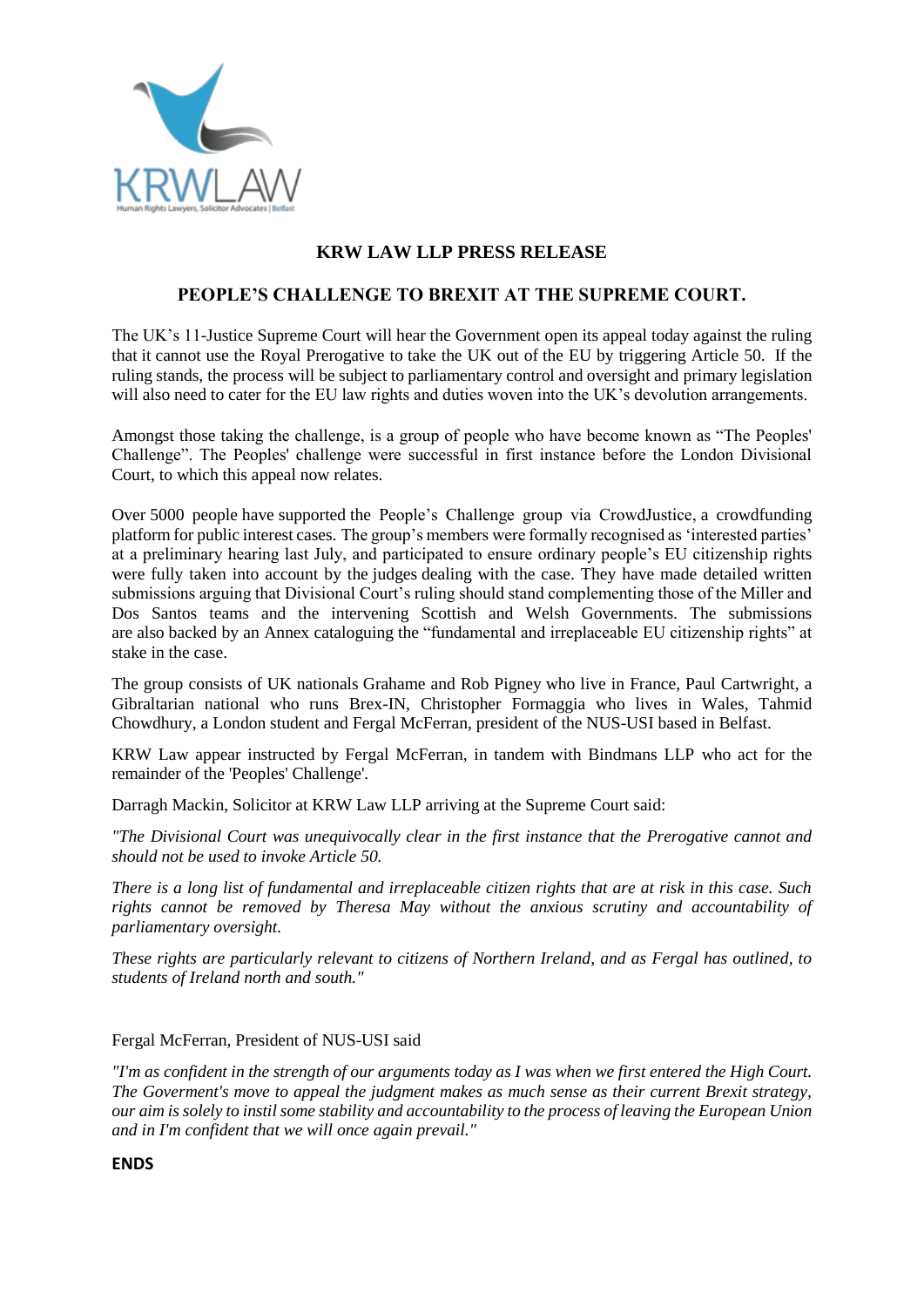KRWLAW

Human Rights Lawyers, Solicitor Advocates | Belfast

# KRW LAW LLP PRESS RELEASE

## PEOPLE'S CHALLENGE TO BREXIT AT THE SUPREME COURT.

The UK's 11-Justice Supreme Court will hear the Government open its appeal today against the ruling that it cannot use the Royal Prerogative to take the UK out of the EU by triggering Article 50. If the ruling stands, the process will be subject to parliamentary control and oversight and primary legislation will also need to cater for the EU law rights and duties woven into the UK's devolution arrangements.

Amongst those taking the challenge, is a group of people who have become known as "The Peoples' Challenge". The Peoples' challenge were successful in first instance before the London Divisional Court, to which this appeal now relates.

Over 5000 people have supported the People's Challenge group via CrowdJustice, a crowdfunding platform for public interest cases. The group's members were formally recognised as 'interested parties' at a preliminary hearing last July, and participated to ensure ordinary people's EU citizenship rights were fully taken into account by the judges dealing with the case. They have made detailed written submissions arguing that Divisional Court's ruling should stand complementing those of the Miller and Dos Santos teams and the intervening Scottish and Welsh Governments. The submissions are also backed by an Annex cataloguing the "fundamental and irreplaceable EU citizenship rights" at stake in the case.

The group consists of UK nationals Grahame and Rob Pigney who live in France, Paul Cartwright, a Gibraltarian national who runs Brex-IN, Christopher Formaggia who lives in Wales, Tahmid Chowdhury, a London student and Fergal McFerran, president of the NUS-USI based in Belfast.

KRW Law appear instructed by Fergal McFerran, in tandem with Bindmans LLP who act for the remainder of the 'Peoples' Challenge'.

Darragh Mackin, Solicitor at KRW Law LLP arriving at the Supreme Court said:

*"The Divisional Court was unequivocally clear in the first instance that the Prerogative cannot and should not be used to invoke Article 50.*

*There is a long list of fundamental and irreplaceable citizen rights that are at risk in this case. Such rights cannot be removed by Theresa May without the anxious scrutiny and accountability of parliamentary oversight.*

*These rights are particularly relevant to citizens of Northern Ireland, and as Fergal has outlined, to students of Ireland north and south."*

Fergal McFerran, President of NUS-USI said

*"I'm as confident in the strength of our arguments today as I was when we first entered the High Court. The Goverment's move to appeal the judgment makes as much sense as their current Brexit strategy, our aim is solely to instil some stability and accountability to the process of leaving the European Union and in I'm confident that we will once again prevail."*

**ENDS**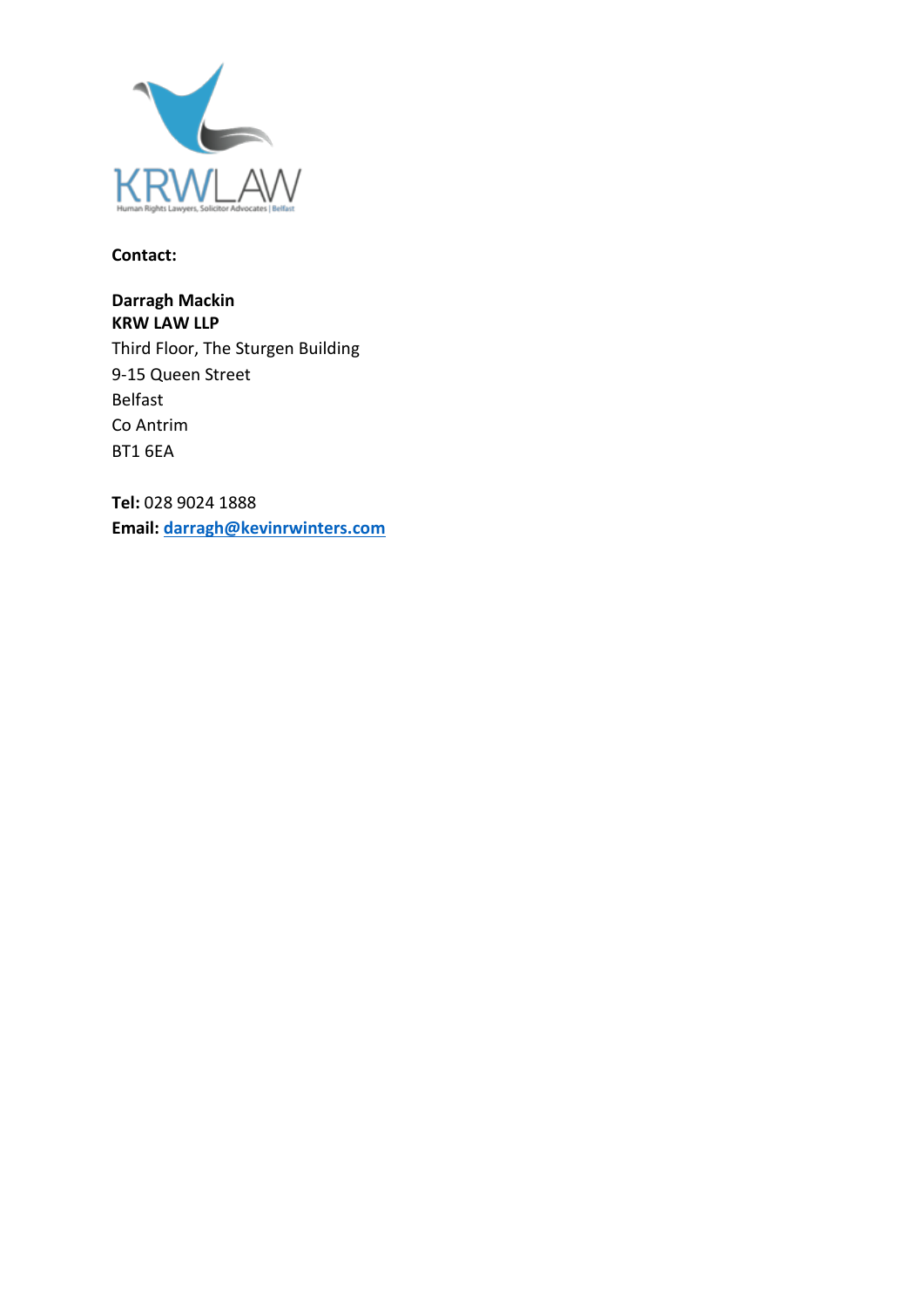KRWLAW

Human Rights Lawyers, Solicitor Advocates | Belfast

**Contact:**

**Darragh Mackin**
**KRW LAW LLP**
Third Floor, The Sturgen Building
9-15 Queen Street
Belfast
Co Antrim
BT1 6EA

**Tel:** 028 9024 1888
**Email:** darragh@kevinrwinters.com